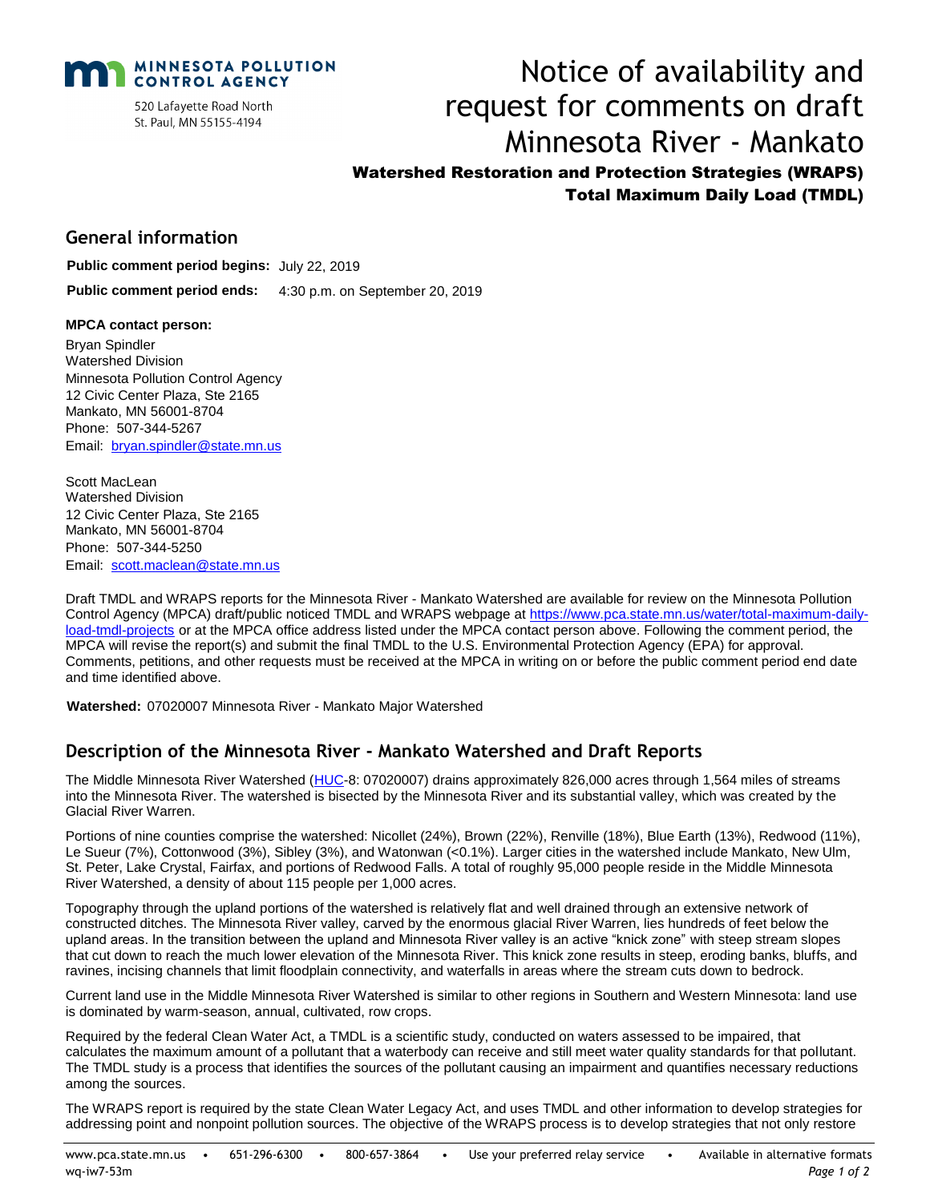MINNESOTA POLLUTION CONTROL AGENCY

520 Lafayette Road North
St. Paul, MN 55155-4194

# Notice of availability and request for comments on draft Minnesota River - Mankato

### Watershed Restoration and Protection Strategies (WRAPS)
### Total Maximum Daily Load (TMDL)

## General information

**Public comment period begins:** July 22, 2019

**Public comment period ends:** 4:30 p.m. on September 20, 2019

**MPCA contact person:**

Bryan Spindler
Watershed Division
Minnesota Pollution Control Agency
12 Civic Center Plaza, Ste 2165
Mankato, MN 56001-8704
Phone: 507-344-5267
Email: bryan.spindler@state.mn.us

Scott MacLean
Watershed Division
12 Civic Center Plaza, Ste 2165
Mankato, MN 56001-8704
Phone: 507-344-5250
Email: scott.maclean@state.mn.us

Draft TMDL and WRAPS reports for the Minnesota River - Mankato Watershed are available for review on the Minnesota Pollution Control Agency (MPCA) draft/public noticed TMDL and WRAPS webpage at https://www.pca.state.mn.us/water/total-maximum-daily-load-tmdl-projects or at the MPCA office address listed under the MPCA contact person above. Following the comment period, the MPCA will revise the report(s) and submit the final TMDL to the U.S. Environmental Protection Agency (EPA) for approval. Comments, petitions, and other requests must be received at the MPCA in writing on or before the public comment period end date and time identified above.

**Watershed:** 07020007 Minnesota River - Mankato Major Watershed

## Description of the Minnesota River - Mankato Watershed and Draft Reports

The Middle Minnesota River Watershed (HUC-8: 07020007) drains approximately 826,000 acres through 1,564 miles of streams into the Minnesota River. The watershed is bisected by the Minnesota River and its substantial valley, which was created by the Glacial River Warren.

Portions of nine counties comprise the watershed: Nicollet (24%), Brown (22%), Renville (18%), Blue Earth (13%), Redwood (11%), Le Sueur (7%), Cottonwood (3%), Sibley (3%), and Watonwan (<0.1%). Larger cities in the watershed include Mankato, New Ulm, St. Peter, Lake Crystal, Fairfax, and portions of Redwood Falls. A total of roughly 95,000 people reside in the Middle Minnesota River Watershed, a density of about 115 people per 1,000 acres.

Topography through the upland portions of the watershed is relatively flat and well drained through an extensive network of constructed ditches. The Minnesota River valley, carved by the enormous glacial River Warren, lies hundreds of feet below the upland areas. In the transition between the upland and Minnesota River valley is an active "knick zone" with steep stream slopes that cut down to reach the much lower elevation of the Minnesota River. This knick zone results in steep, eroding banks, bluffs, and ravines, incising channels that limit floodplain connectivity, and waterfalls in areas where the stream cuts down to bedrock.

Current land use in the Middle Minnesota River Watershed is similar to other regions in Southern and Western Minnesota: land use is dominated by warm-season, annual, cultivated, row crops.

Required by the federal Clean Water Act, a TMDL is a scientific study, conducted on waters assessed to be impaired, that calculates the maximum amount of a pollutant that a waterbody can receive and still meet water quality standards for that pollutant. The TMDL study is a process that identifies the sources of the pollutant causing an impairment and quantifies necessary reductions among the sources.

The WRAPS report is required by the state Clean Water Legacy Act, and uses TMDL and other information to develop strategies for addressing point and nonpoint pollution sources. The objective of the WRAPS process is to develop strategies that not only restore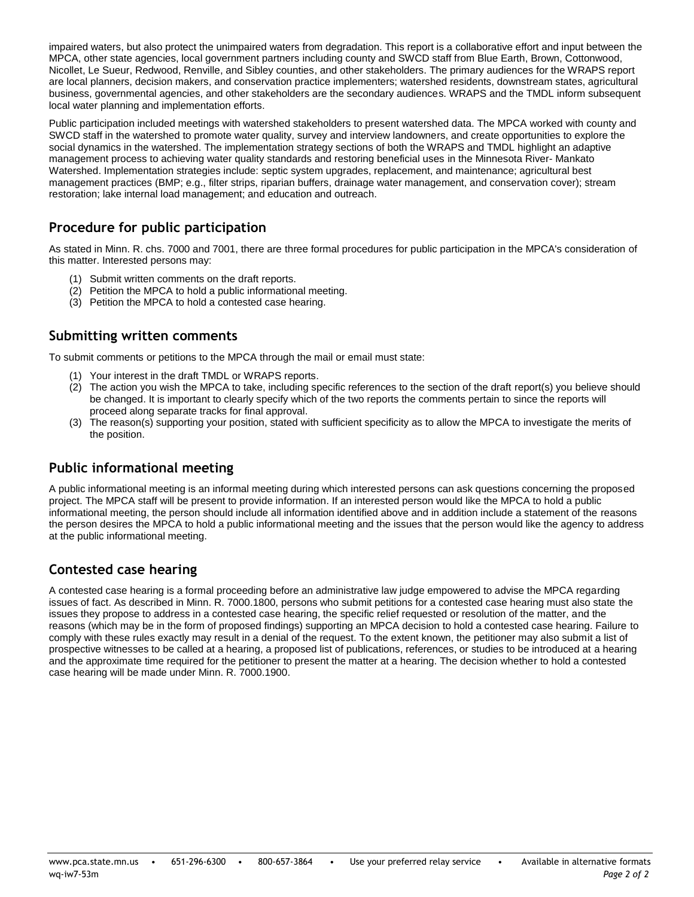impaired waters, but also protect the unimpaired waters from degradation. This report is a collaborative effort and input between the MPCA, other state agencies, local government partners including county and SWCD staff from Blue Earth, Brown, Cottonwood, Nicollet, Le Sueur, Redwood, Renville, and Sibley counties, and other stakeholders. The primary audiences for the WRAPS report are local planners, decision makers, and conservation practice implementers; watershed residents, downstream states, agricultural business, governmental agencies, and other stakeholders are the secondary audiences. WRAPS and the TMDL inform subsequent local water planning and implementation efforts.

Public participation included meetings with watershed stakeholders to present watershed data. The MPCA worked with county and SWCD staff in the watershed to promote water quality, survey and interview landowners, and create opportunities to explore the social dynamics in the watershed. The implementation strategy sections of both the WRAPS and TMDL highlight an adaptive management process to achieving water quality standards and restoring beneficial uses in the Minnesota River- Mankato Watershed. Implementation strategies include: septic system upgrades, replacement, and maintenance; agricultural best management practices (BMP; e.g., filter strips, riparian buffers, drainage water management, and conservation cover); stream restoration; lake internal load management; and education and outreach.

## Procedure for public participation

As stated in Minn. R. chs. 7000 and 7001, there are three formal procedures for public participation in the MPCA's consideration of this matter. Interested persons may:

(1) Submit written comments on the draft reports.
(2) Petition the MPCA to hold a public informational meeting.
(3) Petition the MPCA to hold a contested case hearing.

## Submitting written comments

To submit comments or petitions to the MPCA through the mail or email must state:

(1) Your interest in the draft TMDL or WRAPS reports.
(2) The action you wish the MPCA to take, including specific references to the section of the draft report(s) you believe should be changed. It is important to clearly specify which of the two reports the comments pertain to since the reports will proceed along separate tracks for final approval.
(3) The reason(s) supporting your position, stated with sufficient specificity as to allow the MPCA to investigate the merits of the position.

## Public informational meeting

A public informational meeting is an informal meeting during which interested persons can ask questions concerning the proposed project. The MPCA staff will be present to provide information. If an interested person would like the MPCA to hold a public informational meeting, the person should include all information identified above and in addition include a statement of the reasons the person desires the MPCA to hold a public informational meeting and the issues that the person would like the agency to address at the public informational meeting.

## Contested case hearing

A contested case hearing is a formal proceeding before an administrative law judge empowered to advise the MPCA regarding issues of fact. As described in Minn. R. 7000.1800, persons who submit petitions for a contested case hearing must also state the issues they propose to address in a contested case hearing, the specific relief requested or resolution of the matter, and the reasons (which may be in the form of proposed findings) supporting an MPCA decision to hold a contested case hearing. Failure to comply with these rules exactly may result in a denial of the request. To the extent known, the petitioner may also submit a list of prospective witnesses to be called at a hearing, a proposed list of publications, references, or studies to be introduced at a hearing and the approximate time required for the petitioner to present the matter at a hearing. The decision whether to hold a contested case hearing will be made under Minn. R. 7000.1900.